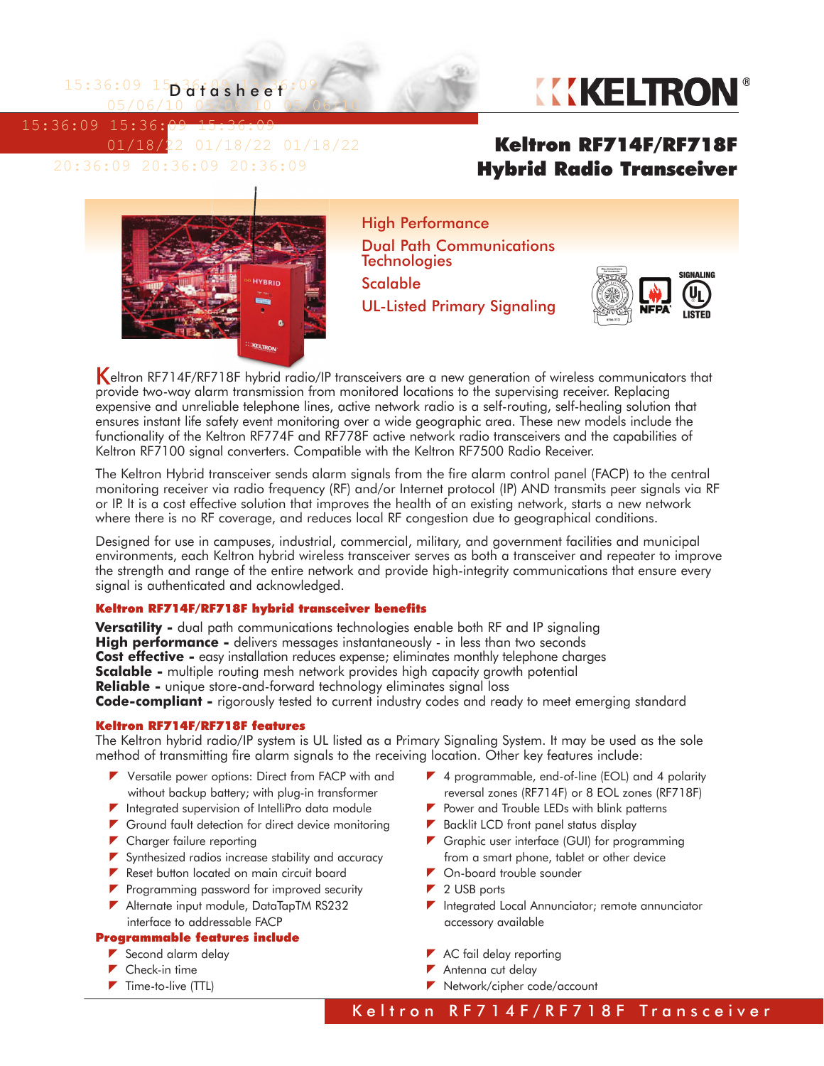Datasheet

# Keltron RF714F/RF718F Hybrid Radio Transceiver

High Performance
Dual Path Communications Technologies
Scalable
UL-Listed Primary Signaling

Keltron RF714F/RF718F hybrid radio/IP transceivers are a new generation of wireless communicators that provide two-way alarm transmission from monitored locations to the supervising receiver. Replacing expensive and unreliable telephone lines, active network radio is a self-routing, self-healing solution that ensures instant life safety event monitoring over a wide geographic area. These new models include the functionality of the Keltron RF774F and RF778F active network radio transceivers and the capabilities of Keltron RF7100 signal converters. Compatible with the Keltron RF7500 Radio Receiver.

The Keltron Hybrid transceiver sends alarm signals from the fire alarm control panel (FACP) to the central monitoring receiver via radio frequency (RF) and/or Internet protocol (IP) AND transmits peer signals via RF or IP. It is a cost effective solution that improves the health of an existing network, starts a new network where there is no RF coverage, and reduces local RF congestion due to geographical conditions.

Designed for use in campuses, industrial, commercial, military, and government facilities and municipal environments, each Keltron hybrid wireless transceiver serves as both a transceiver and repeater to improve the strength and range of the entire network and provide high-integrity communications that ensure every signal is authenticated and acknowledged.

### Keltron RF714F/RF718F hybrid transceiver benefits

**Versatility -** dual path communications technologies enable both RF and IP signaling
**High performance -** delivers messages instantaneously - in less than two seconds
**Cost effective -** easy installation reduces expense; eliminates monthly telephone charges
**Scalable -** multiple routing mesh network provides high capacity growth potential
**Reliable -** unique store-and-forward technology eliminates signal loss
**Code-compliant -** rigorously tested to current industry codes and ready to meet emerging standard

### Keltron RF714F/RF718F features

The Keltron hybrid radio/IP system is UL listed as a Primary Signaling System. It may be used as the sole method of transmitting fire alarm signals to the receiving location. Other key features include:

- Versatile power options: Direct from FACP with and without backup battery; with plug-in transformer
- Integrated supervision of IntelliPro data module
- Ground fault detection for direct device monitoring
- Charger failure reporting
- Synthesized radios increase stability and accuracy
- Reset button located on main circuit board
- Programming password for improved security
- Alternate input module, DataTapTM RS232 interface to addressable FACP
- 4 programmable, end-of-line (EOL) and 4 polarity reversal zones (RF714F) or 8 EOL zones (RF718F)
- Power and Trouble LEDs with blink patterns
- Backlit LCD front panel status display
- Graphic user interface (GUI) for programming from a smart phone, tablet or other device
- On-board trouble sounder
- 2 USB ports
- Integrated Local Annunciator; remote annunciator accessory available

### Programmable features include

- Second alarm delay
- Check-in time
- Time-to-live (TTL)
- AC fail delay reporting
- Antenna cut delay
- Network/cipher code/account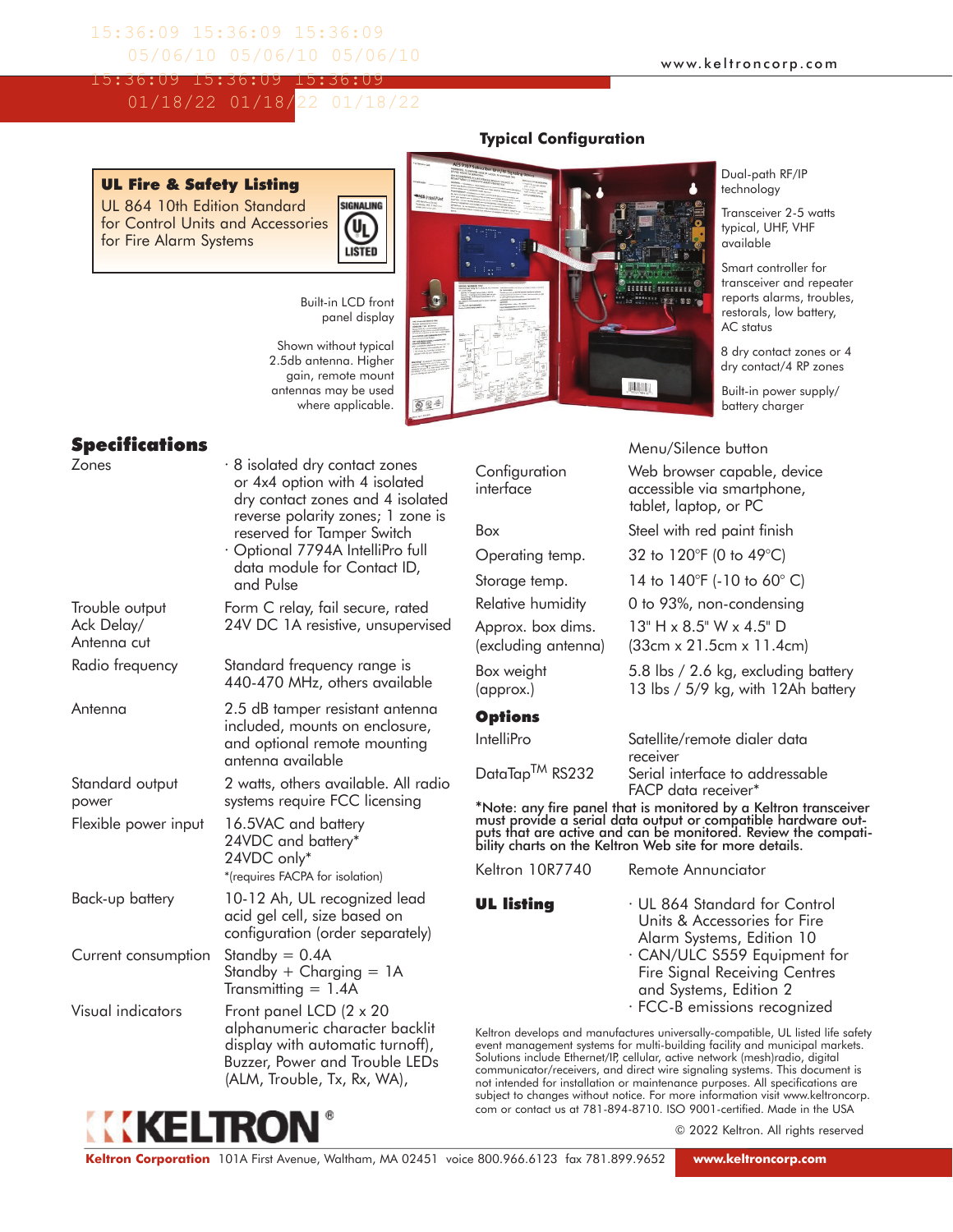## Typical Configuration

### UL Fire & Safety Listing

UL 864 10th Edition Standard for Control Units and Accessories for Fire Alarm Systems

SIGNALING UL LISTED

Built-in LCD front panel display

Shown without typical 2.5db antenna. Higher gain, remote mount antennas may be used where applicable.

Dual-path RF/IP technology

Transceiver 2-5 watts typical, UHF, VHF available

Smart controller for transceiver and repeater reports alarms, troubles, restorals, low battery, AC status

8 dry contact zones or 4 dry contact/4 RP zones

Built-in power supply/ battery charger

## Specifications

| | |
|---|---|
| Zones | · 8 isolated dry contact zones or 4x4 option with 4 isolated dry contact zones and 4 isolated reverse polarity zones; 1 zone is reserved for Tamper Switch<br>· Optional 7794A IntelliPro full data module for Contact ID, and Pulse |
| Trouble output Ack Delay/ Antenna cut | Form C relay, fail secure, rated 24V DC 1A resistive, unsupervised |
| Radio frequency | Standard frequency range is 440-470 MHz, others available |
| Antenna | 2.5 dB tamper resistant antenna included, mounts on enclosure, and optional remote mounting antenna available |
| Standard output power | 2 watts, others available. All radio systems require FCC licensing |
| Flexible power input | 16.5VAC and battery<br>24VDC and battery*<br>24VDC only*<br>*(requires FACPA for isolation) |
| Back-up battery | 10-12 Ah, UL recognized lead acid gel cell, size based on configuration (order separately) |
| Current consumption | Standby = 0.4A<br>Standby + Charging = 1A<br>Transmitting = 1.4A |
| Visual indicators | Front panel LCD (2 x 20 alphanumeric character backlit display with automatic turnoff), Buzzer, Power and Trouble LEDs (ALM, Trouble, Tx, Rx, WA), Menu/Silence button |
| Configuration interface | Web browser capable, device accessible via smartphone, tablet, laptop, or PC |
| Box | Steel with red paint finish |
| Operating temp. | 32 to 120°F (0 to 49°C) |
| Storage temp. | 14 to 140°F (-10 to 60° C) |
| Relative humidity | 0 to 93%, non-condensing |
| Approx. box dims. (excluding antenna) | 13" H x 8.5" W x 4.5" D (33cm x 21.5cm x 11.4cm) |
| Box weight (approx.) | 5.8 lbs / 2.6 kg, excluding battery<br>13 lbs / 5/9 kg, with 12Ah battery |

### Options

| | |
|---|---|
| IntelliPro | Satellite/remote dialer data receiver |
| DataTap™ RS232 | Serial interface to addressable FACP data receiver* |

*Note: any fire panel that is monitored by a Keltron transceiver must provide a serial data output or compatible hardware outputs that are active and can be monitored. Review the compatibility charts on the Keltron Web site for more details.

| | |
|---|---|
| Keltron 10R7740 | Remote Annunciator |

**UL listing**

- UL 864 Standard for Control Units & Accessories for Fire Alarm Systems, Edition 10
- CAN/ULC S559 Equipment for Fire Signal Receiving Centres and Systems, Edition 2
- FCC-B emissions recognized

Keltron develops and manufactures universally-compatible, UL listed life safety event management systems for multi-building facility and municipal markets. Solutions include Ethernet/IP, cellular, active network (mesh)radio, digital communicator/receivers, and direct wire signaling systems. This document is not intended for installation or maintenance purposes. All specifications are subject to changes without notice. For more information visit www.keltroncorp.com or contact us at 781-894-8710. ISO 9001-certified. Made in the USA

KELTRON®

© 2022 Keltron. All rights reserved

**Keltron Corporation** 101A First Avenue, Waltham, MA 02451 voice 800.966.6123 fax 781.899.9652 **www.keltroncorp.com**